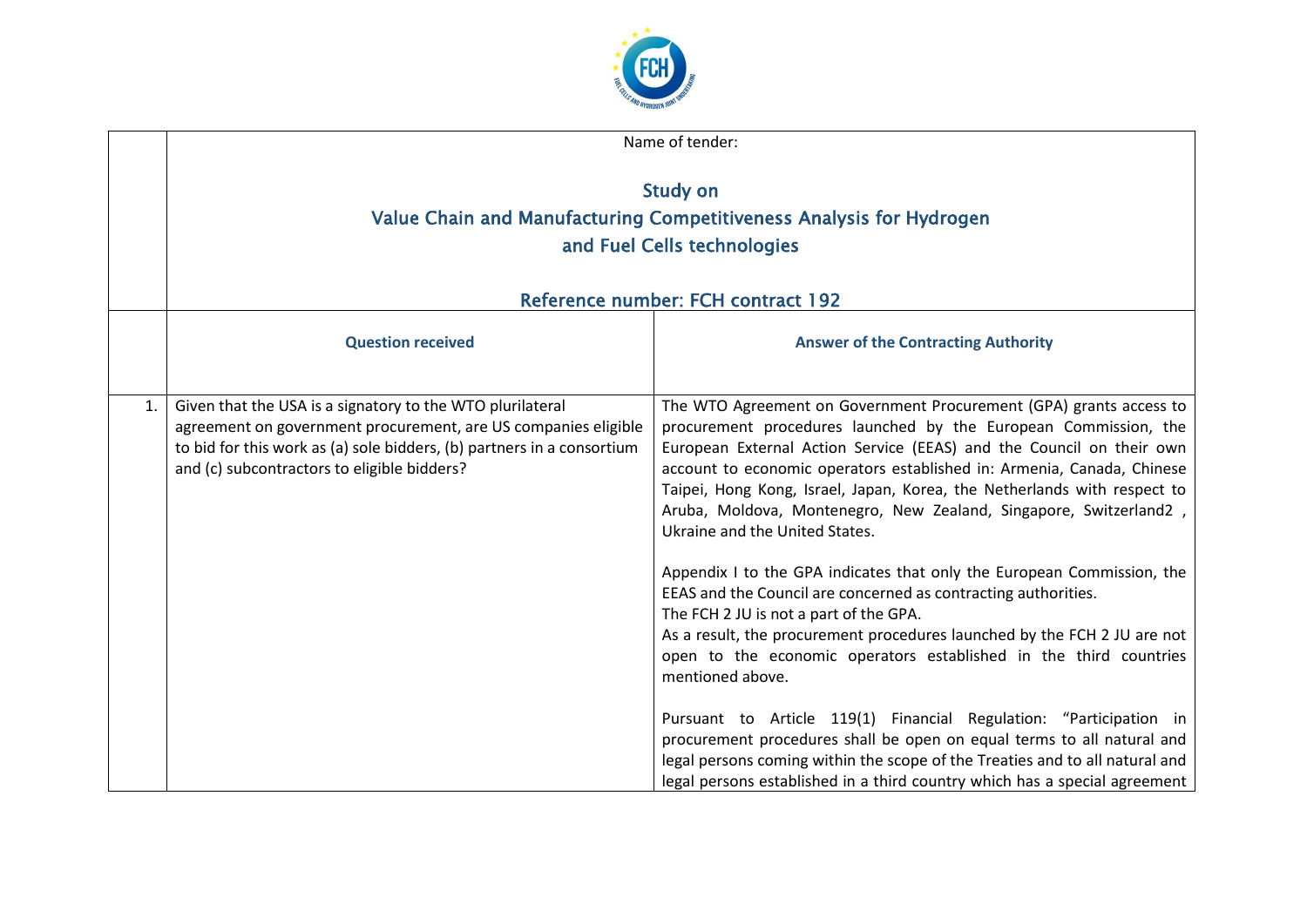| | Name of tender:<br><br>Study on<br>Value Chain and Manufacturing Competitiveness Analysis for Hydrogen and Fuel Cells technologies<br><br>Reference number: FCH contract 192 | |
|---|---|---|
| | **Question received** | **Answer of the Contracting Authority** |
| 1. | Given that the USA is a signatory to the WTO plurilateral agreement on government procurement, are US companies eligible to bid for this work as (a) sole bidders, (b) partners in a consortium and (c) subcontractors to eligible bidders? | The WTO Agreement on Government Procurement (GPA) grants access to procurement procedures launched by the European Commission, the European External Action Service (EEAS) and the Council on their own account to economic operators established in: Armenia, Canada, Chinese Taipei, Hong Kong, Israel, Japan, Korea, the Netherlands with respect to Aruba, Moldova, Montenegro, New Zealand, Singapore, Switzerland2 , Ukraine and the United States.<br><br>Appendix I to the GPA indicates that only the European Commission, the EEAS and the Council are concerned as contracting authorities.<br>The FCH 2 JU is not a part of the GPA.<br>As a result, the procurement procedures launched by the FCH 2 JU are not open to the economic operators established in the third countries mentioned above.<br><br>Pursuant to Article 119(1) Financial Regulation: "Participation in procurement procedures shall be open on equal terms to all natural and legal persons coming within the scope of the Treaties and to all natural and legal persons established in a third country which has a special agreement |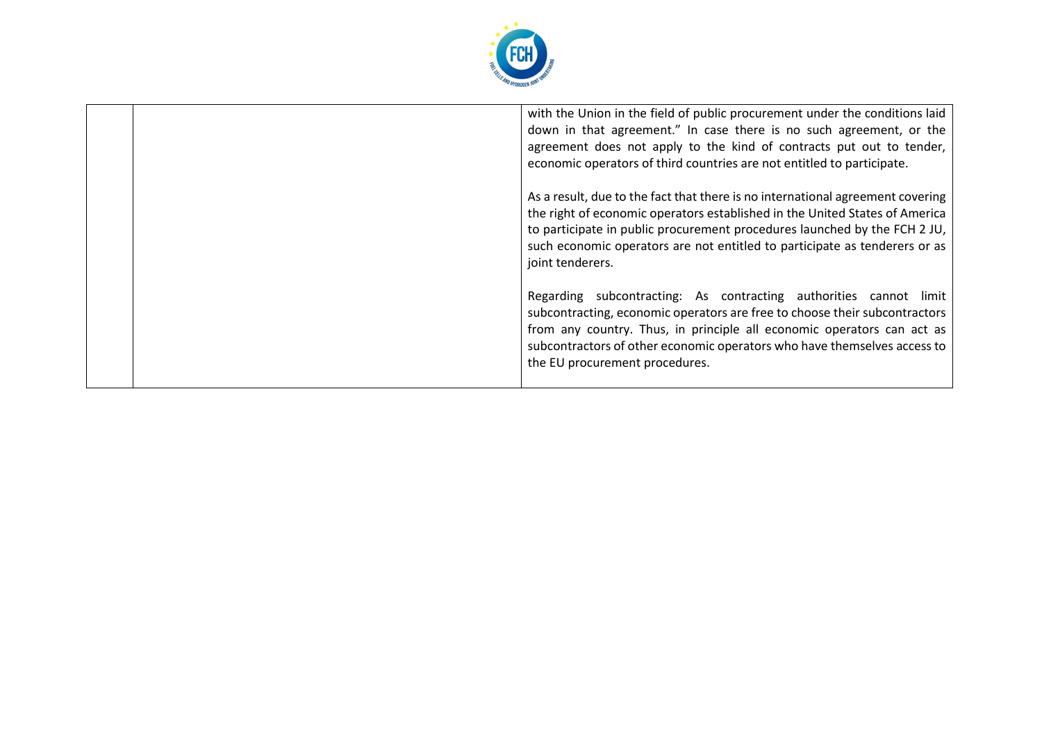| | | |
|---|---|---|
| | | with the Union in the field of public procurement under the conditions laid down in that agreement." In case there is no such agreement, or the agreement does not apply to the kind of contracts put out to tender, economic operators of third countries are not entitled to participate.<br><br>As a result, due to the fact that there is no international agreement covering the right of economic operators established in the United States of America to participate in public procurement procedures launched by the FCH 2 JU, such economic operators are not entitled to participate as tenderers or as joint tenderers.<br><br>Regarding subcontracting: As contracting authorities cannot limit subcontracting, economic operators are free to choose their subcontractors from any country. Thus, in principle all economic operators can act as subcontractors of other economic operators who have themselves access to the EU procurement procedures. |